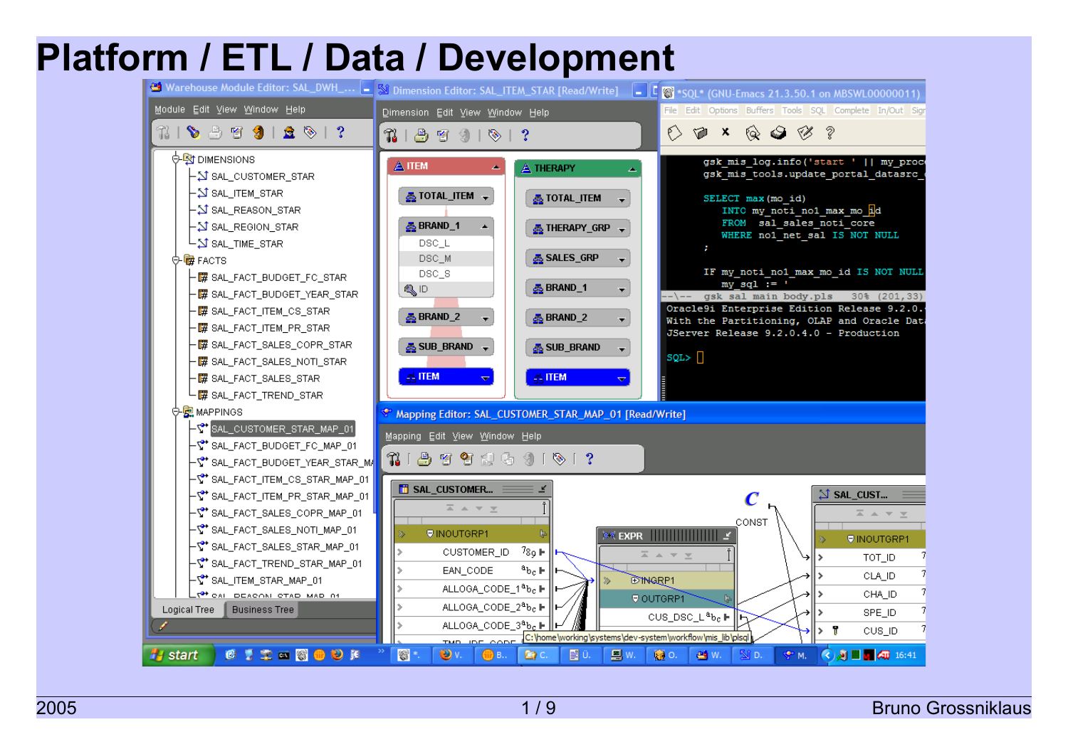# Platform / ETL / Data / Development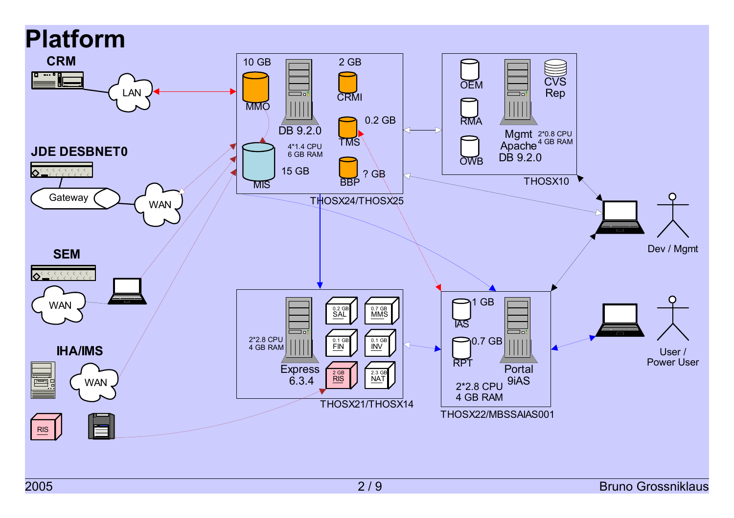# Platform

**CRM**

LAN

10 GB
MMO

DB 9.2.0

2 GB
CRMI

0.2 GB
TMS

4*1.4 CPU
6 GB RAM

MIS
15 GB

? GB
BBP

THOSX24/THOSX25

OEM

RMA

OWB

Mgmt
Apache
DB 9.2.0

2*0.8 CPU
4 GB RAM

CVS
Rep

THOSX10

**JDE DESBNET0**

Gateway

WAN

**SEM**

WAN

Dev / Mgmt

**IHA/IMS**

WAN

RIS

2*2.8 CPU
4 GB RAM

Express
6.3.4

0.2 GB SAL

0.7 GB MMS

0.1 GB FIN

0.1 GB INV

2 GB RIS

2.3 GB NAT

THOSX21/THOSX14

1 GB
IAS

0.7 GB
RPT

Portal
9iAS

2*2.8 CPU
4 GB RAM

THOSX22/MBSSAIAS001

User /
Power User

2005

Bruno Grossniklaus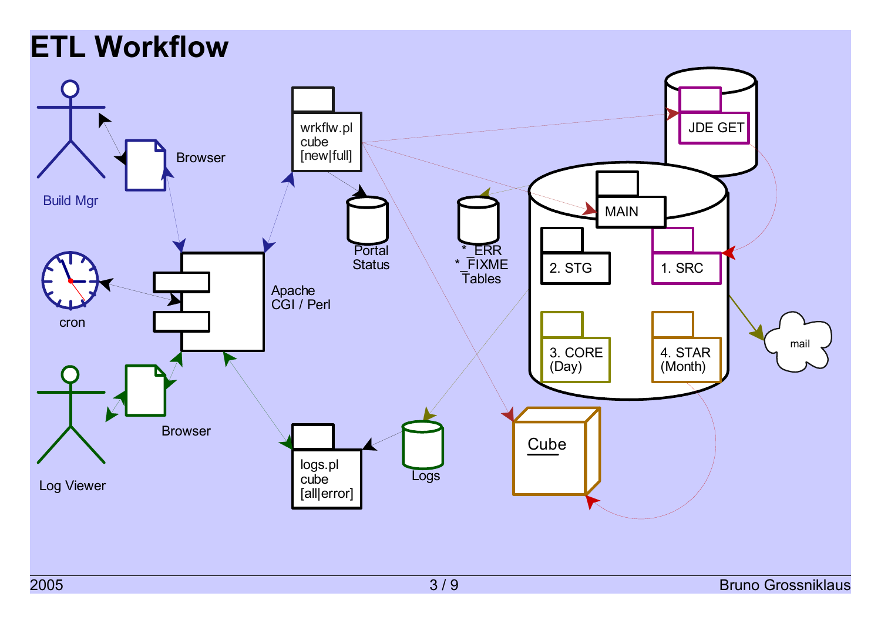# ETL Workflow

Build Mgr

Browser

wrkflw.pl
cube
[new|full]

Portal
Status

JDE GET

MAIN

*_ERR
*_FIXME
Tables

2. STG

1. SRC

cron

Apache
CGI / Perl

3. CORE
(Day)

4. STAR
(Month)

mail

Log Viewer

Browser

logs.pl
cube
[all|error]

Logs

Cube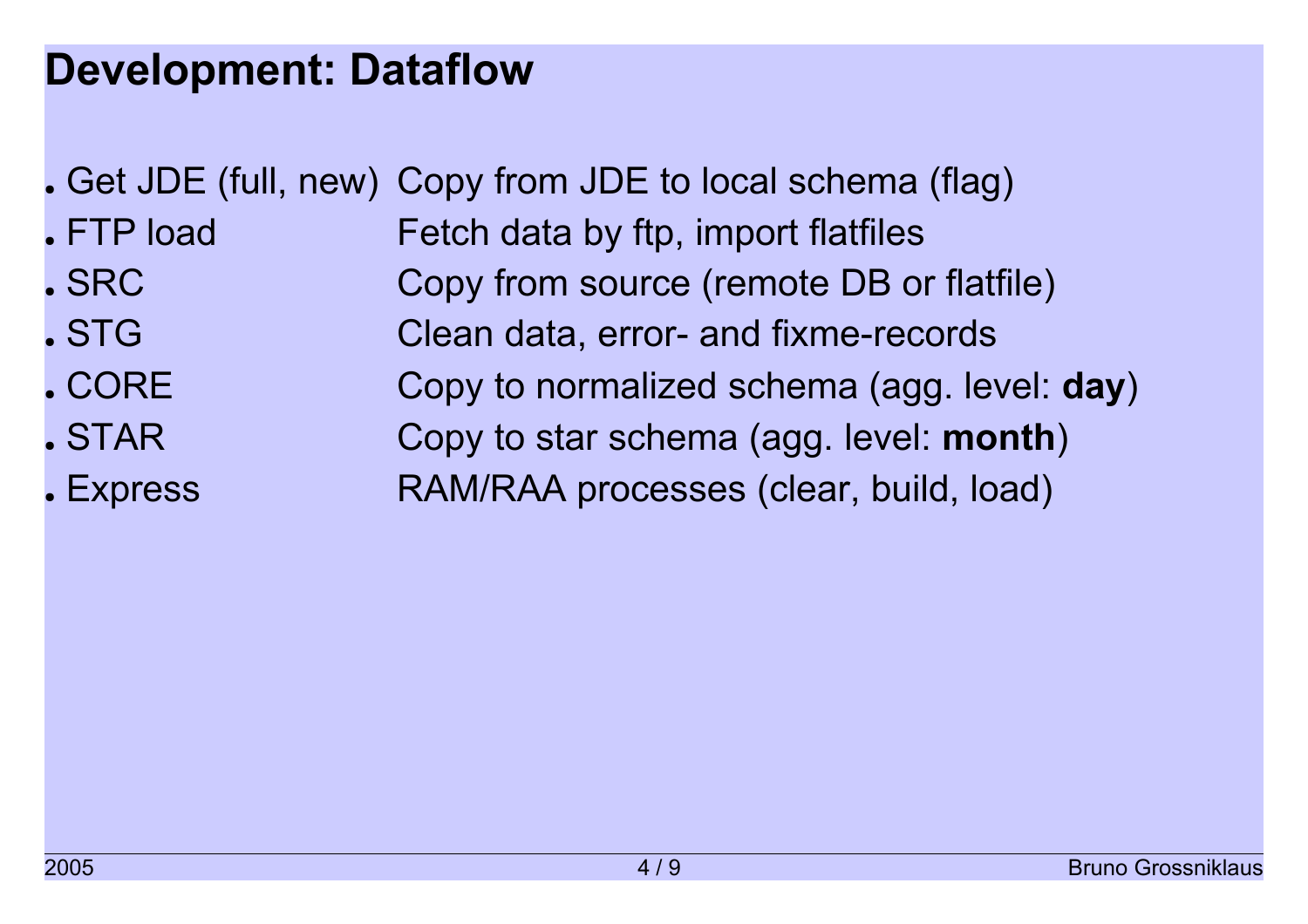# Development: Dataflow

- Get JDE (full, new) Copy from JDE to local schema (flag)
- FTP load Fetch data by ftp, import flatfiles
- SRC Copy from source (remote DB or flatfile)
- STG Clean data, error- and fixme-records
- CORE Copy to normalized schema (agg. level: **day**)
- STAR Copy to star schema (agg. level: **month**)
- Express RAM/RAA processes (clear, build, load)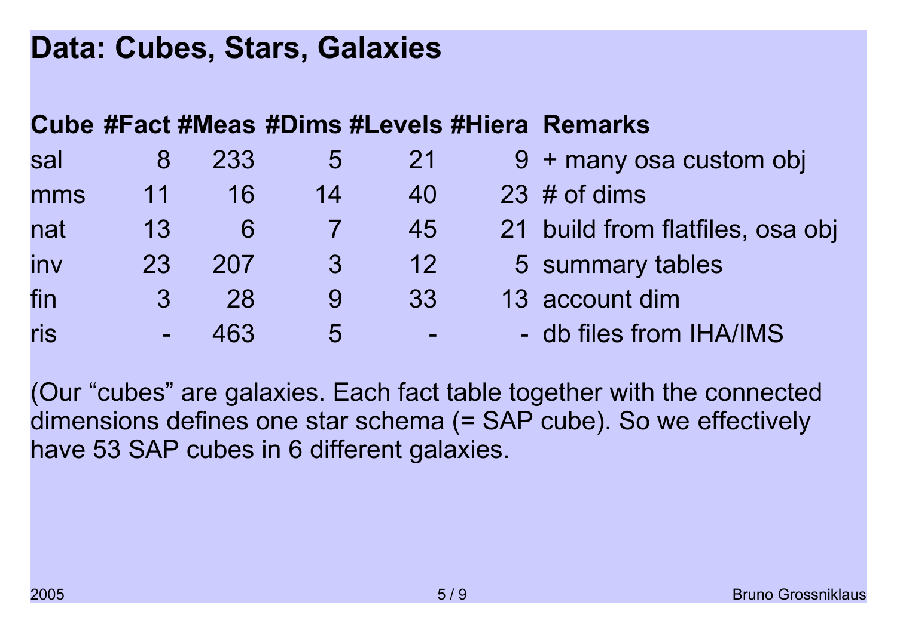# Data: Cubes, Stars, Galaxies

| Cube | #Fact | #Meas | #Dims | #Levels | #Hiera | Remarks |
|---|---|---|---|---|---|---|
| sal | 8 | 233 | 5 | 21 | 9 | + many osa custom obj |
| mms | 11 | 16 | 14 | 40 | 23 | # of dims |
| nat | 13 | 6 | 7 | 45 | 21 | build from flatfiles, osa obj |
| inv | 23 | 207 | 3 | 12 | 5 | summary tables |
| fin | 3 | 28 | 9 | 33 | 13 | account dim |
| ris | - | 463 | 5 | - | - | db files from IHA/IMS |

(Our “cubes” are galaxies. Each fact table together with the connected dimensions defines one star schema (= SAP cube). So we effectively have 53 SAP cubes in 6 different galaxies.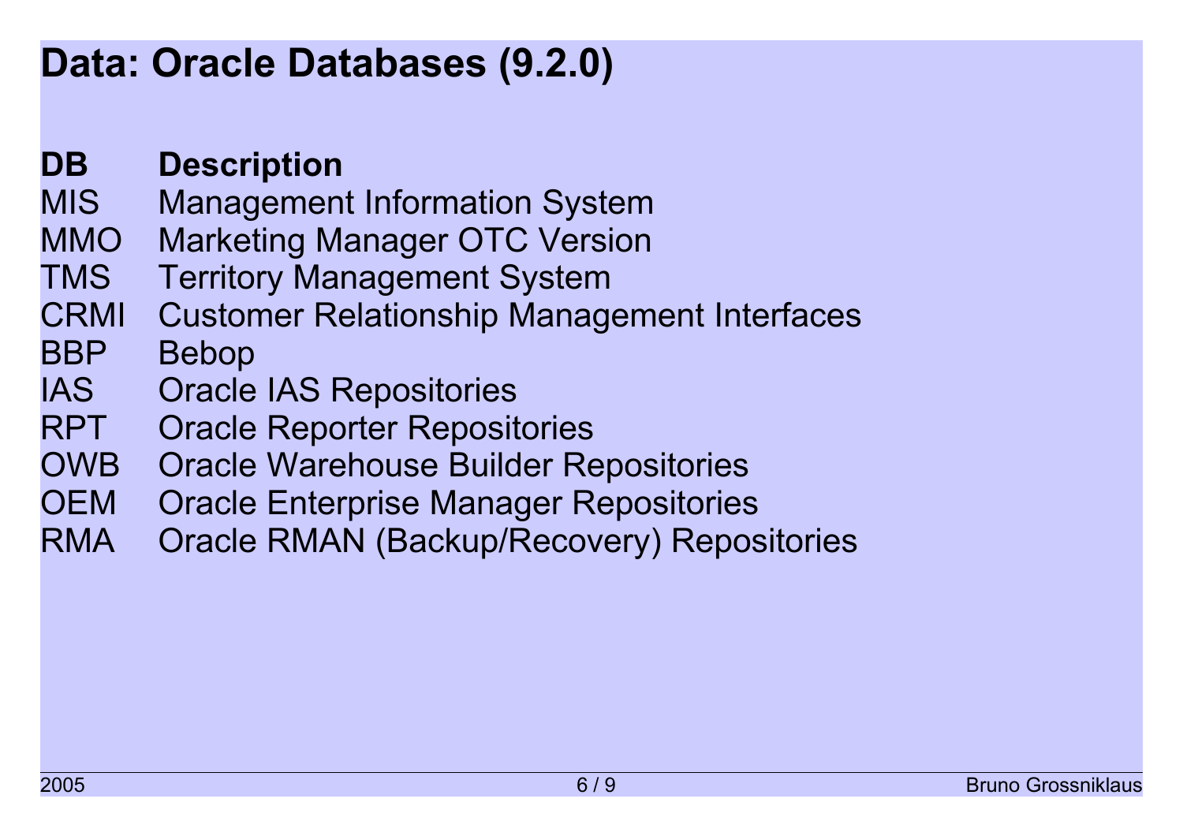# Data: Oracle Databases (9.2.0)

| DB | Description |
|---|---|
| MIS | Management Information System |
| MMO | Marketing Manager OTC Version |
| TMS | Territory Management System |
| CRMI | Customer Relationship Management Interfaces |
| BBP | Bebop |
| IAS | Oracle IAS Repositories |
| RPT | Oracle Reporter Repositories |
| OWB | Oracle Warehouse Builder Repositories |
| OEM | Oracle Enterprise Manager Repositories |
| RMA | Oracle RMAN (Backup/Recovery) Repositories |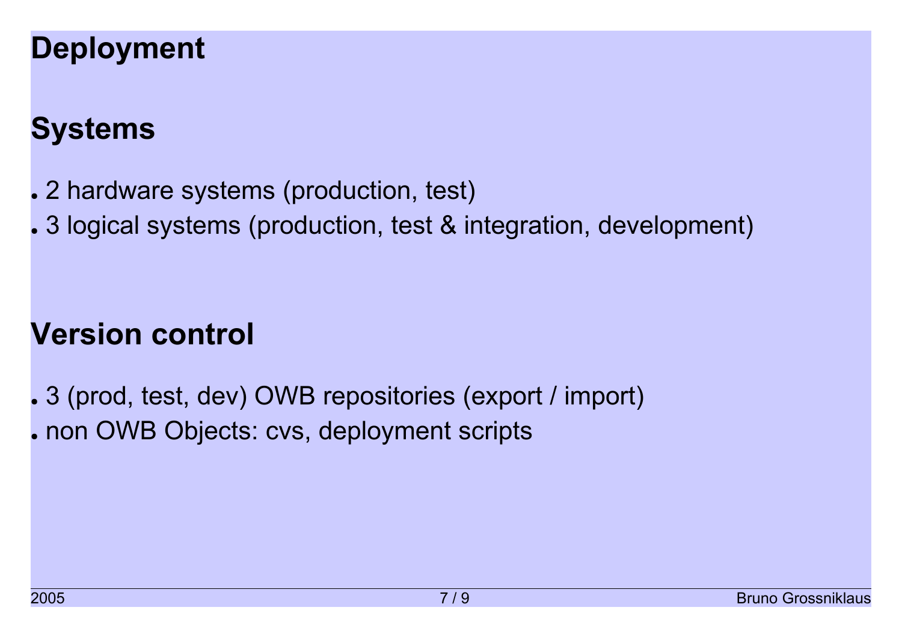# Deployment

## Systems

- 2 hardware systems (production, test)
- 3 logical systems (production, test & integration, development)

## Version control

- 3 (prod, test, dev) OWB repositories (export / import)
- non OWB Objects: cvs, deployment scripts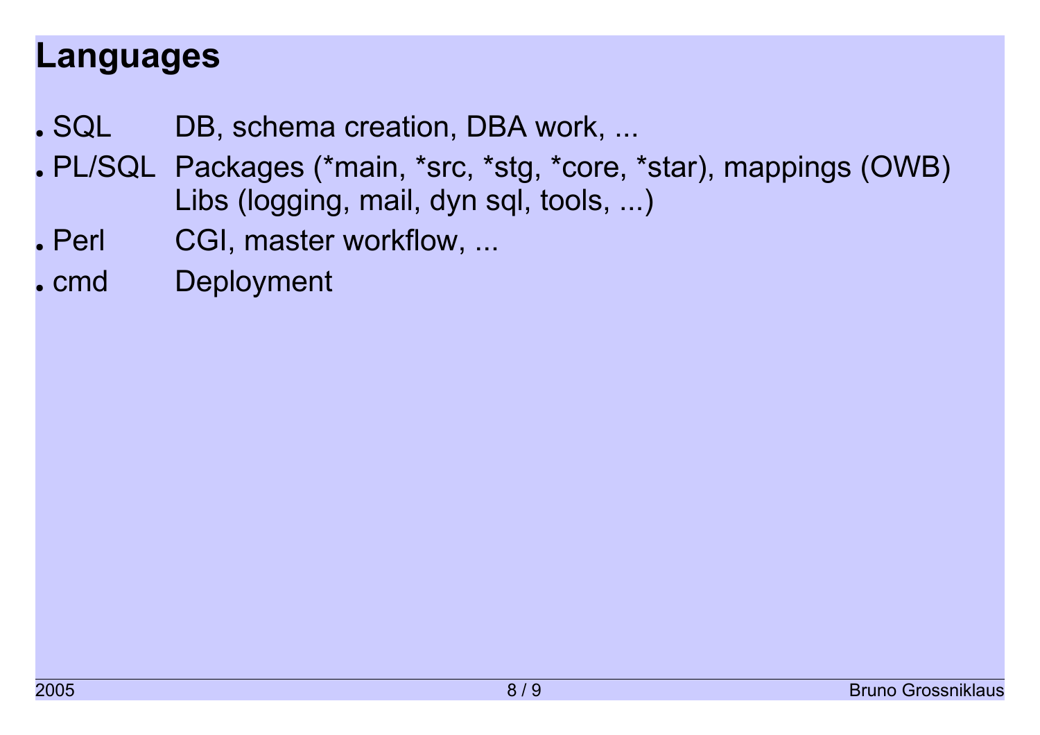# Languages

- SQL — DB, schema creation, DBA work, ...
- PL/SQL — Packages (*main, *src, *stg, *core, *star), mappings (OWB)
  Libs (logging, mail, dyn sql, tools, ...)
- Perl — CGI, master workflow, ...
- cmd — Deployment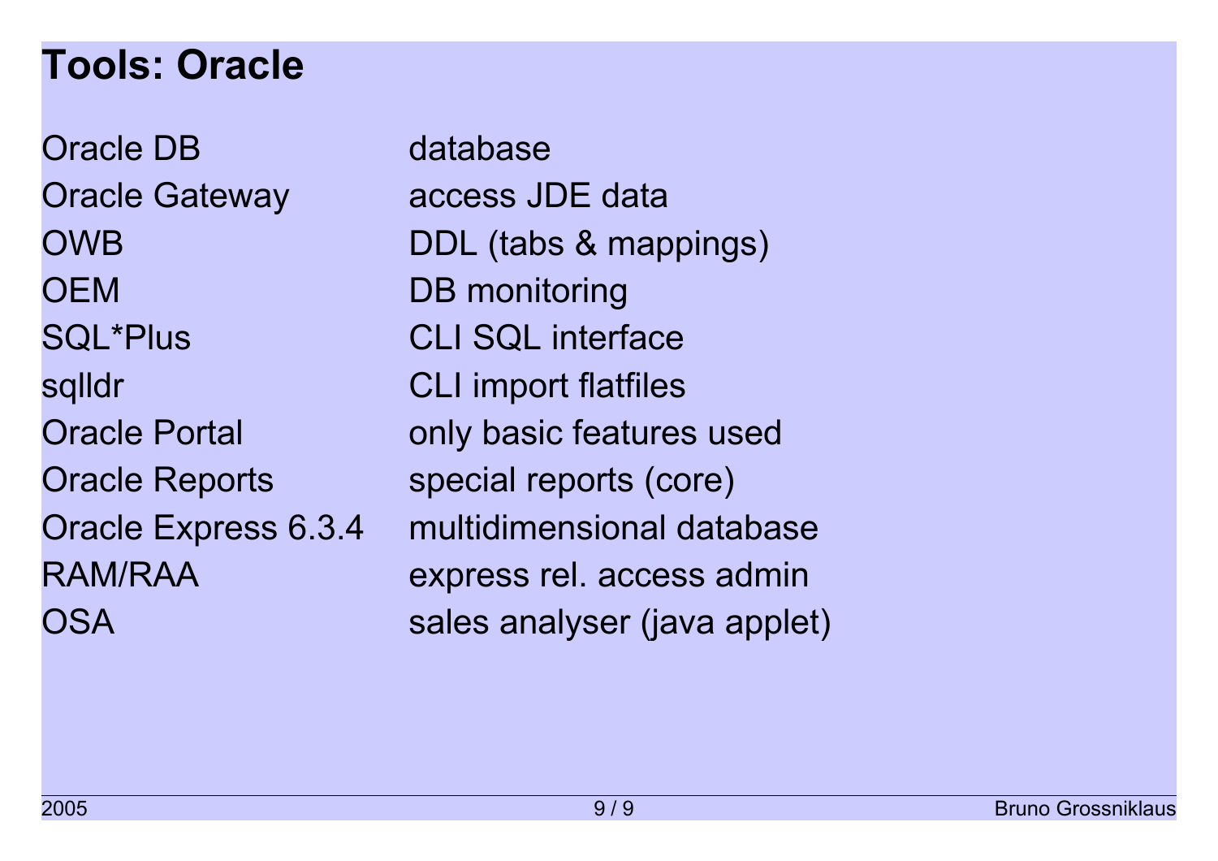# Tools: Oracle

| | |
|---|---|
| Oracle DB | database |
| Oracle Gateway | access JDE data |
| OWB | DDL (tabs & mappings) |
| OEM | DB monitoring |
| SQL*Plus | CLI SQL interface |
| sqlldr | CLI import flatfiles |
| Oracle Portal | only basic features used |
| Oracle Reports | special reports (core) |
| Oracle Express 6.3.4 | multidimensional database |
| RAM/RAA | express rel. access admin |
| OSA | sales analyser (java applet) |